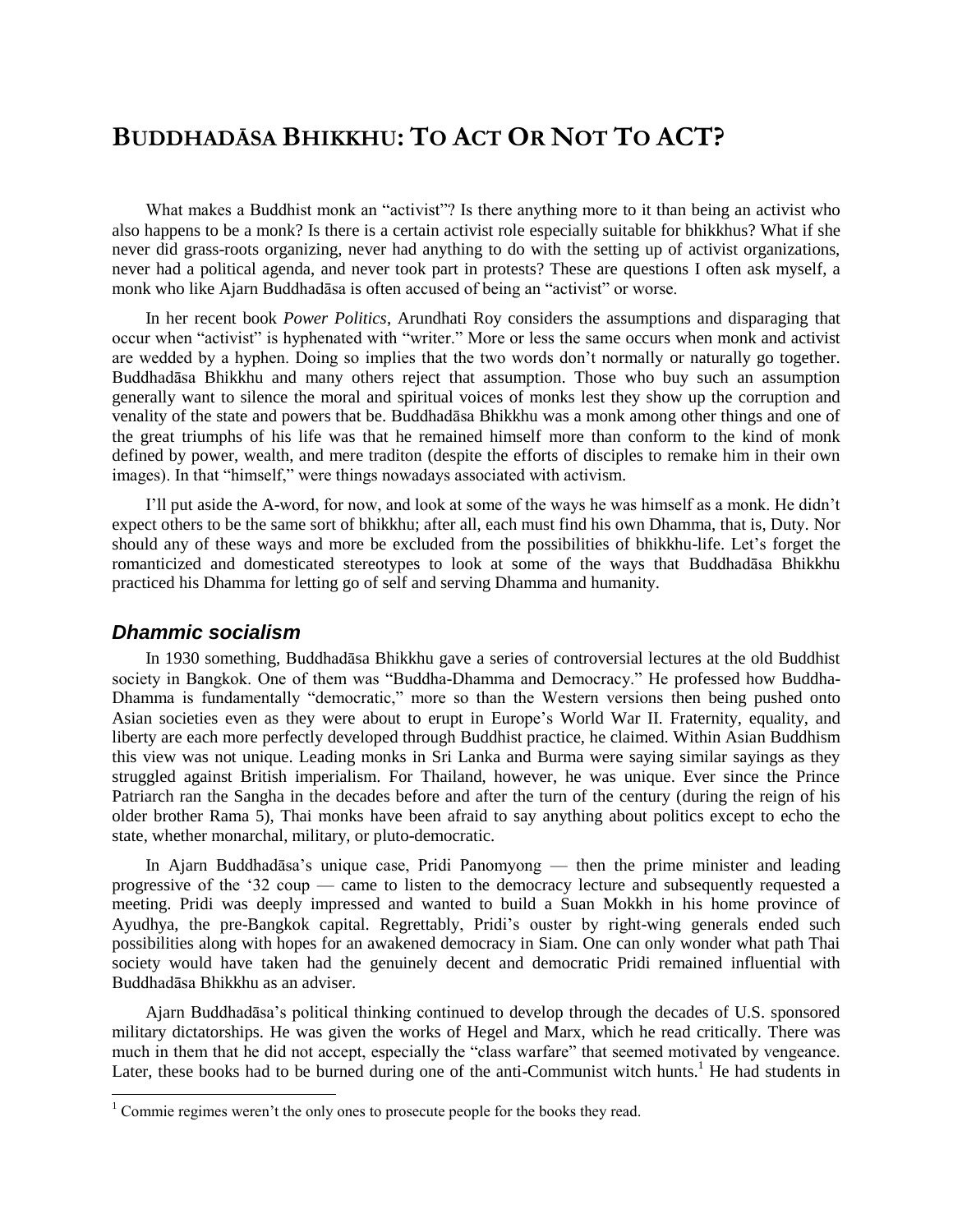# BUDDHADĀSA BHIKKHU: TO ACT OR NOT TO ACT?

What makes a Buddhist monk an "activist"? Is there anything more to it than being an activist who also happens to be a monk? Is there is a certain activist role especially suitable for bhikkhus? What if she never did grass-roots organizing, never had anything to do with the setting up of activist organizations, never had a political agenda, and never took part in protests? These are questions I often ask myself, a monk who like Ajarn Buddhadāsa is often accused of being an "activist" or worse.

In her recent book *Power Politics*, Arundhati Roy considers the assumptions and disparaging that occur when "activist" is hyphenated with "writer." More or less the same occurs when monk and activist are wedded by a hyphen. Doing so implies that the two words don't normally or naturally go together. Buddhadāsa Bhikkhu and many others reject that assumption. Those who buy such an assumption generally want to silence the moral and spiritual voices of monks lest they show up the corruption and venality of the state and powers that be. Buddhadāsa Bhikkhu was a monk among other things and one of the great triumphs of his life was that he remained himself more than conform to the kind of monk defined by power, wealth, and mere traditon (despite the efforts of disciples to remake him in their own images). In that "himself," were things nowadays associated with activism.

I'll put aside the A-word, for now, and look at some of the ways he was himself as a monk. He didn't expect others to be the same sort of bhikkhu; after all, each must find his own Dhamma, that is, Duty. Nor should any of these ways and more be excluded from the possibilities of bhikkhu-life. Let's forget the romanticized and domesticated stereotypes to look at some of the ways that Buddhadāsa Bhikkhu practiced his Dhamma for letting go of self and serving Dhamma and humanity.

## *Dhammic socialism*

In 1930 something, Buddhadāsa Bhikkhu gave a series of controversial lectures at the old Buddhist society in Bangkok. One of them was "Buddha-Dhamma and Democracy." He professed how Buddha-Dhamma is fundamentally "democratic," more so than the Western versions then being pushed onto Asian societies even as they were about to erupt in Europe's World War II. Fraternity, equality, and liberty are each more perfectly developed through Buddhist practice, he claimed. Within Asian Buddhism this view was not unique. Leading monks in Sri Lanka and Burma were saying similar sayings as they struggled against British imperialism. For Thailand, however, he was unique. Ever since the Prince Patriarch ran the Sangha in the decades before and after the turn of the century (during the reign of his older brother Rama 5), Thai monks have been afraid to say anything about politics except to echo the state, whether monarchal, military, or pluto-democratic.

In Ajarn Buddhadāsa's unique case, Pridi Panomyong — then the prime minister and leading progressive of the '32 coup — came to listen to the democracy lecture and subsequently requested a meeting. Pridi was deeply impressed and wanted to build a Suan Mokkh in his home province of Ayudhya, the pre-Bangkok capital. Regrettably, Pridi's ouster by right-wing generals ended such possibilities along with hopes for an awakened democracy in Siam. One can only wonder what path Thai society would have taken had the genuinely decent and democratic Pridi remained influential with Buddhadāsa Bhikkhu as an adviser.

Ajarn Buddhadāsa's political thinking continued to develop through the decades of U.S. sponsored military dictatorships. He was given the works of Hegel and Marx, which he read critically. There was much in them that he did not accept, especially the "class warfare" that seemed motivated by vengeance. Later, these books had to be burned during one of the anti-Communist witch hunts.[1] He had students in

[1] Commie regimes weren't the only ones to prosecute people for the books they read.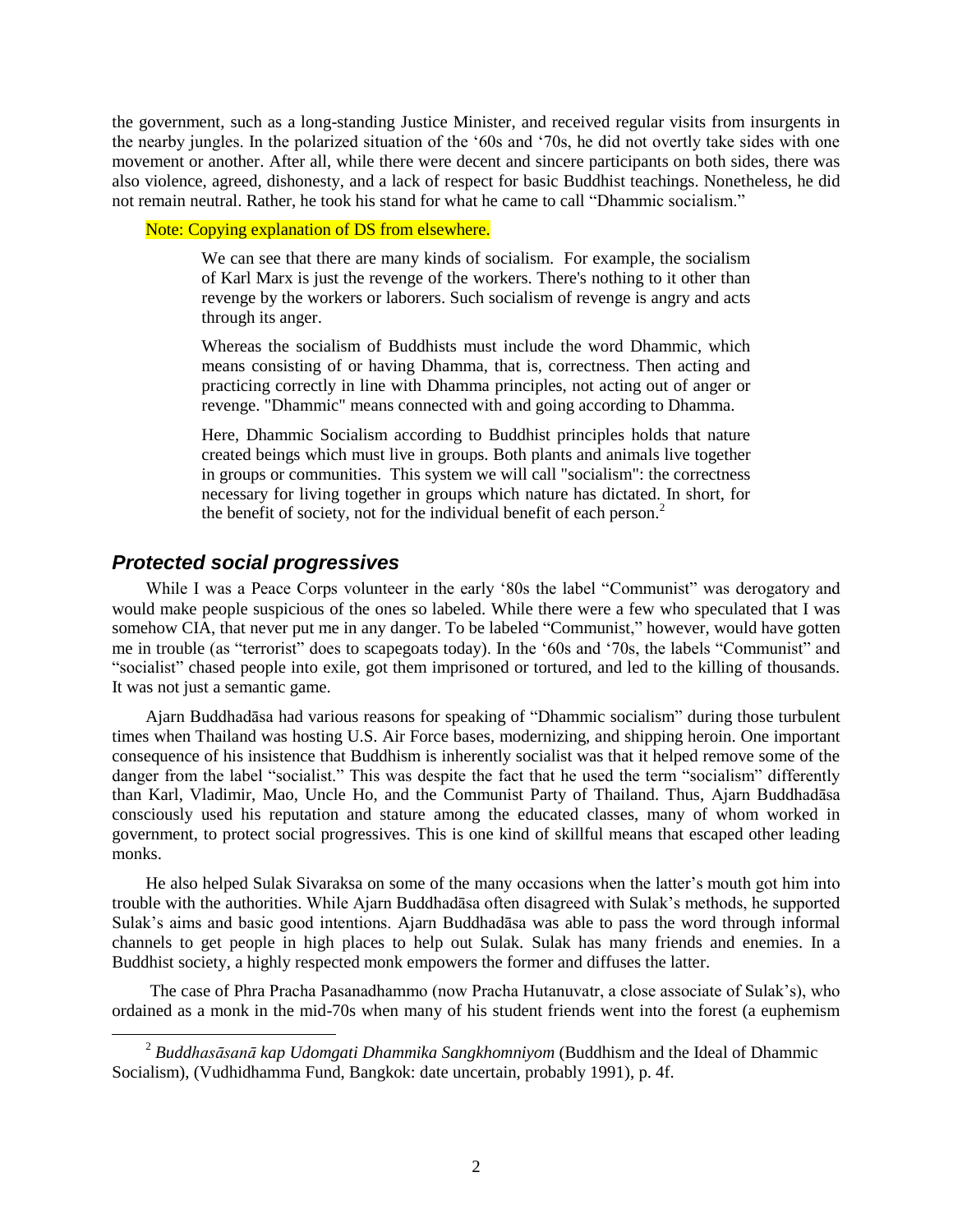the government, such as a long-standing Justice Minister, and received regular visits from insurgents in the nearby jungles. In the polarized situation of the '60s and '70s, he did not overtly take sides with one movement or another. After all, while there were decent and sincere participants on both sides, there was also violence, agreed, dishonesty, and a lack of respect for basic Buddhist teachings. Nonetheless, he did not remain neutral. Rather, he took his stand for what he came to call "Dhammic socialism."

Note: Copying explanation of DS from elsewhere.

> We can see that there are many kinds of socialism. For example, the socialism of Karl Marx is just the revenge of the workers. There's nothing to it other than revenge by the workers or laborers. Such socialism of revenge is angry and acts through its anger.
>
> Whereas the socialism of Buddhists must include the word Dhammic, which means consisting of or having Dhamma, that is, correctness. Then acting and practicing correctly in line with Dhamma principles, not acting out of anger or revenge. "Dhammic" means connected with and going according to Dhamma.
>
> Here, Dhammic Socialism according to Buddhist principles holds that nature created beings which must live in groups. Both plants and animals live together in groups or communities. This system we will call "socialism": the correctness necessary for living together in groups which nature has dictated. In short, for the benefit of society, not for the individual benefit of each person.[2]

## *Protected social progressives*

While I was a Peace Corps volunteer in the early '80s the label "Communist" was derogatory and would make people suspicious of the ones so labeled. While there were a few who speculated that I was somehow CIA, that never put me in any danger. To be labeled "Communist," however, would have gotten me in trouble (as "terrorist" does to scapegoats today). In the '60s and '70s, the labels "Communist" and "socialist" chased people into exile, got them imprisoned or tortured, and led to the killing of thousands. It was not just a semantic game.

Ajarn Buddhadāsa had various reasons for speaking of "Dhammic socialism" during those turbulent times when Thailand was hosting U.S. Air Force bases, modernizing, and shipping heroin. One important consequence of his insistence that Buddhism is inherently socialist was that it helped remove some of the danger from the label "socialist." This was despite the fact that he used the term "socialism" differently than Karl, Vladimir, Mao, Uncle Ho, and the Communist Party of Thailand. Thus, Ajarn Buddhadāsa consciously used his reputation and stature among the educated classes, many of whom worked in government, to protect social progressives. This is one kind of skillful means that escaped other leading monks.

He also helped Sulak Sivaraksa on some of the many occasions when the latter's mouth got him into trouble with the authorities. While Ajarn Buddhadāsa often disagreed with Sulak's methods, he supported Sulak's aims and basic good intentions. Ajarn Buddhadāsa was able to pass the word through informal channels to get people in high places to help out Sulak. Sulak has many friends and enemies. In a Buddhist society, a highly respected monk empowers the former and diffuses the latter.

The case of Phra Pracha Pasanadhammo (now Pracha Hutanuvatr, a close associate of Sulak's), who ordained as a monk in the mid-70s when many of his student friends went into the forest (a euphemism

---

[2] *Buddhasāsanā kap Udomgati Dhammika Sangkhomniyom* (Buddhism and the Ideal of Dhammic Socialism), (Vudhidhamma Fund, Bangkok: date uncertain, probably 1991), p. 4f.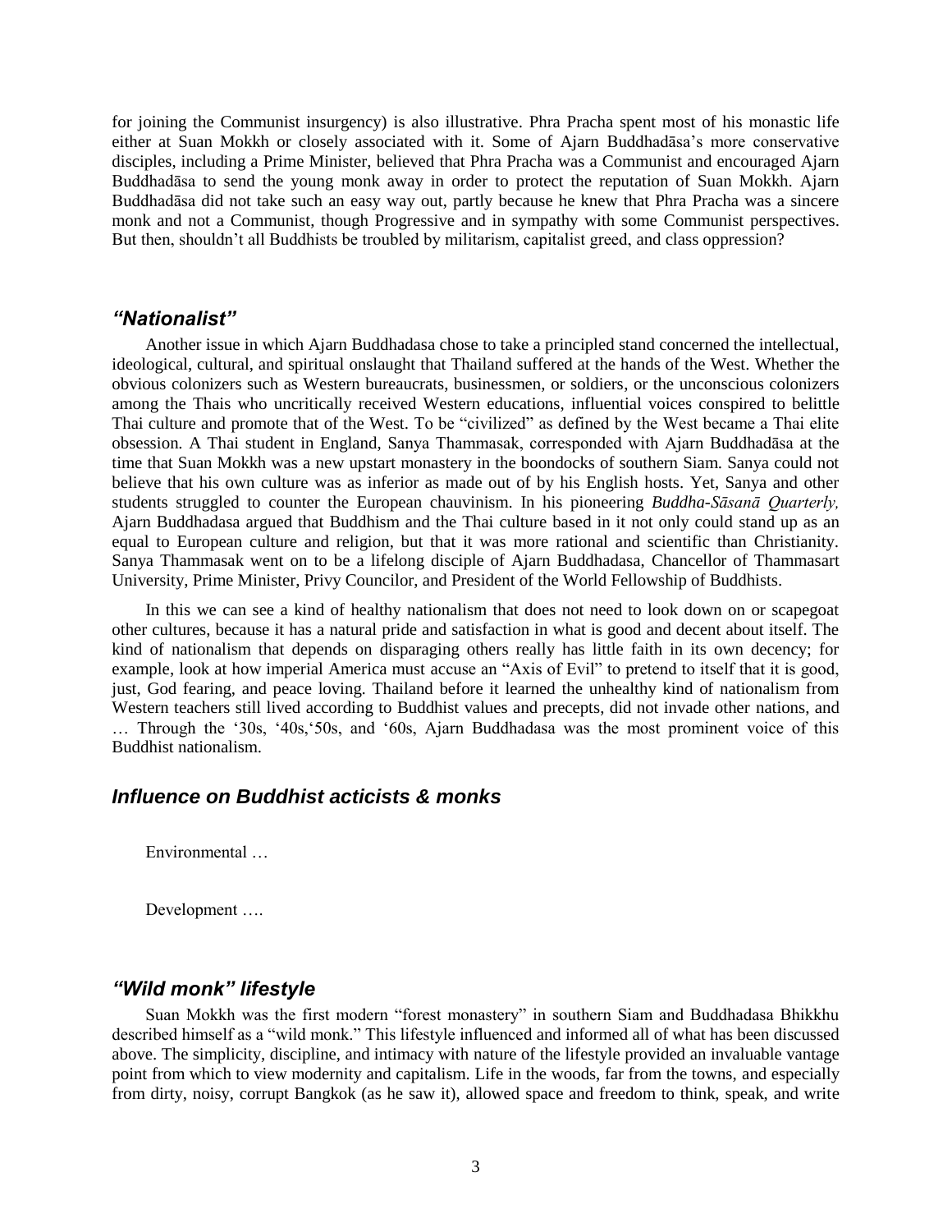for joining the Communist insurgency) is also illustrative. Phra Pracha spent most of his monastic life either at Suan Mokkh or closely associated with it. Some of Ajarn Buddhadāsa's more conservative disciples, including a Prime Minister, believed that Phra Pracha was a Communist and encouraged Ajarn Buddhadāsa to send the young monk away in order to protect the reputation of Suan Mokkh. Ajarn Buddhadāsa did not take such an easy way out, partly because he knew that Phra Pracha was a sincere monk and not a Communist, though Progressive and in sympathy with some Communist perspectives. But then, shouldn't all Buddhists be troubled by militarism, capitalist greed, and class oppression?

## *"Nationalist"*

Another issue in which Ajarn Buddhadasa chose to take a principled stand concerned the intellectual, ideological, cultural, and spiritual onslaught that Thailand suffered at the hands of the West. Whether the obvious colonizers such as Western bureaucrats, businessmen, or soldiers, or the unconscious colonizers among the Thais who uncritically received Western educations, influential voices conspired to belittle Thai culture and promote that of the West. To be "civilized" as defined by the West became a Thai elite obsession. A Thai student in England, Sanya Thammasak, corresponded with Ajarn Buddhadāsa at the time that Suan Mokkh was a new upstart monastery in the boondocks of southern Siam. Sanya could not believe that his own culture was as inferior as made out of by his English hosts. Yet, Sanya and other students struggled to counter the European chauvinism. In his pioneering *Buddha-Sāsanā Quarterly,* Ajarn Buddhadasa argued that Buddhism and the Thai culture based in it not only could stand up as an equal to European culture and religion, but that it was more rational and scientific than Christianity. Sanya Thammasak went on to be a lifelong disciple of Ajarn Buddhadasa, Chancellor of Thammasart University, Prime Minister, Privy Councilor, and President of the World Fellowship of Buddhists.

In this we can see a kind of healthy nationalism that does not need to look down on or scapegoat other cultures, because it has a natural pride and satisfaction in what is good and decent about itself. The kind of nationalism that depends on disparaging others really has little faith in its own decency; for example, look at how imperial America must accuse an "Axis of Evil" to pretend to itself that it is good, just, God fearing, and peace loving. Thailand before it learned the unhealthy kind of nationalism from Western teachers still lived according to Buddhist values and precepts, did not invade other nations, and … Through the '30s, '40s,'50s, and '60s, Ajarn Buddhadasa was the most prominent voice of this Buddhist nationalism.

## *Influence on Buddhist acticists & monks*

Environmental …

Development ….

## *"Wild monk" lifestyle*

Suan Mokkh was the first modern "forest monastery" in southern Siam and Buddhadasa Bhikkhu described himself as a "wild monk." This lifestyle influenced and informed all of what has been discussed above. The simplicity, discipline, and intimacy with nature of the lifestyle provided an invaluable vantage point from which to view modernity and capitalism. Life in the woods, far from the towns, and especially from dirty, noisy, corrupt Bangkok (as he saw it), allowed space and freedom to think, speak, and write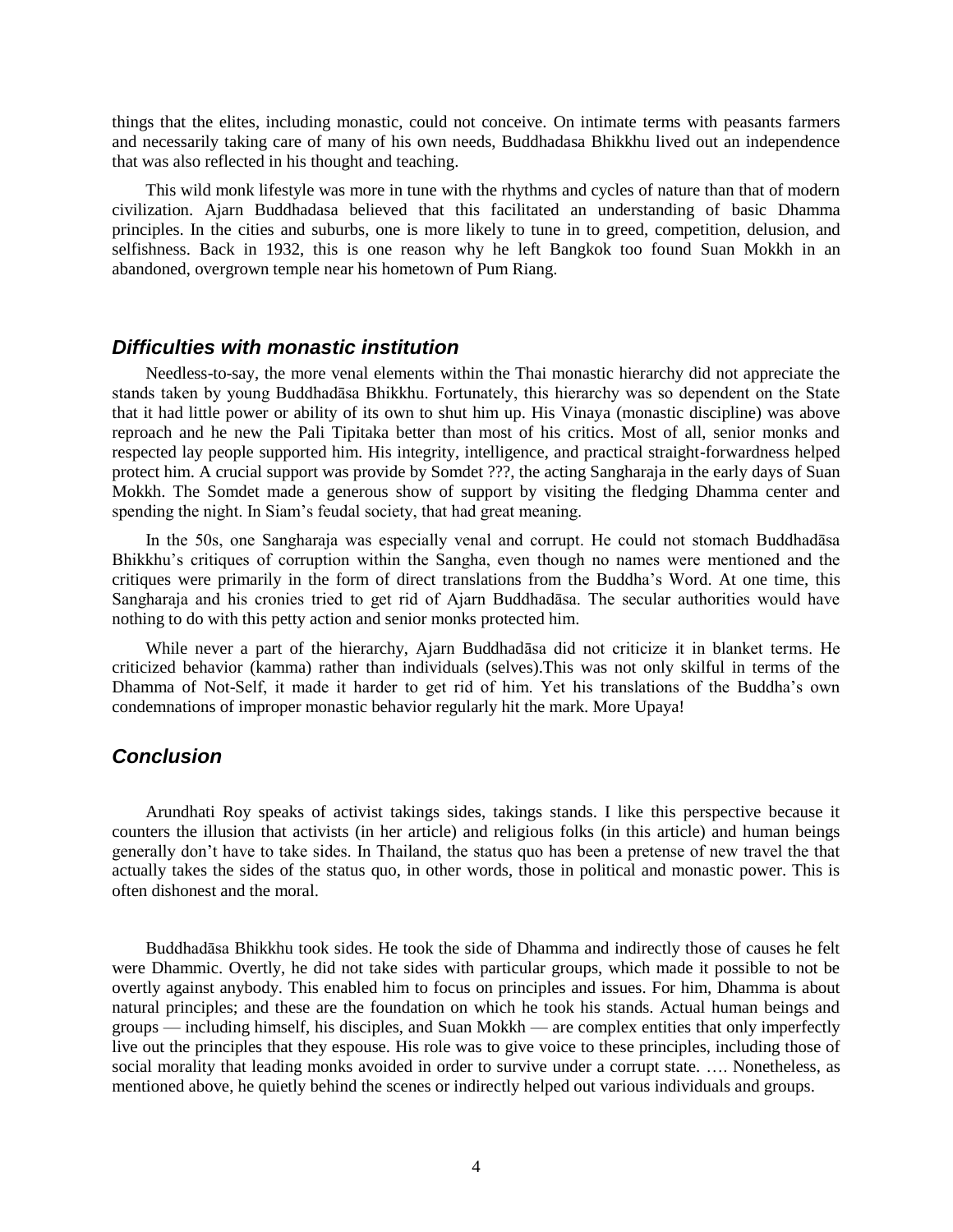things that the elites, including monastic, could not conceive. On intimate terms with peasants farmers and necessarily taking care of many of his own needs, Buddhadasa Bhikkhu lived out an independence that was also reflected in his thought and teaching.

This wild monk lifestyle was more in tune with the rhythms and cycles of nature than that of modern civilization. Ajarn Buddhadasa believed that this facilitated an understanding of basic Dhamma principles. In the cities and suburbs, one is more likely to tune in to greed, competition, delusion, and selfishness. Back in 1932, this is one reason why he left Bangkok too found Suan Mokkh in an abandoned, overgrown temple near his hometown of Pum Riang.

## *Difficulties with monastic institution*

Needless-to-say, the more venal elements within the Thai monastic hierarchy did not appreciate the stands taken by young Buddhadāsa Bhikkhu. Fortunately, this hierarchy was so dependent on the State that it had little power or ability of its own to shut him up. His Vinaya (monastic discipline) was above reproach and he new the Pali Tipitaka better than most of his critics. Most of all, senior monks and respected lay people supported him. His integrity, intelligence, and practical straight-forwardness helped protect him. A crucial support was provide by Somdet ???, the acting Sangharaja in the early days of Suan Mokkh. The Somdet made a generous show of support by visiting the fledging Dhamma center and spending the night. In Siam's feudal society, that had great meaning.

In the 50s, one Sangharaja was especially venal and corrupt. He could not stomach Buddhadāsa Bhikkhu's critiques of corruption within the Sangha, even though no names were mentioned and the critiques were primarily in the form of direct translations from the Buddha's Word. At one time, this Sangharaja and his cronies tried to get rid of Ajarn Buddhadāsa. The secular authorities would have nothing to do with this petty action and senior monks protected him.

While never a part of the hierarchy, Ajarn Buddhadāsa did not criticize it in blanket terms. He criticized behavior (kamma) rather than individuals (selves).This was not only skilful in terms of the Dhamma of Not-Self, it made it harder to get rid of him. Yet his translations of the Buddha's own condemnations of improper monastic behavior regularly hit the mark. More Upaya!

## *Conclusion*

Arundhati Roy speaks of activist takings sides, takings stands. I like this perspective because it counters the illusion that activists (in her article) and religious folks (in this article) and human beings generally don't have to take sides. In Thailand, the status quo has been a pretense of new travel the that actually takes the sides of the status quo, in other words, those in political and monastic power. This is often dishonest and the moral.

Buddhadāsa Bhikkhu took sides. He took the side of Dhamma and indirectly those of causes he felt were Dhammic. Overtly, he did not take sides with particular groups, which made it possible to not be overtly against anybody. This enabled him to focus on principles and issues. For him, Dhamma is about natural principles; and these are the foundation on which he took his stands. Actual human beings and groups — including himself, his disciples, and Suan Mokkh — are complex entities that only imperfectly live out the principles that they espouse. His role was to give voice to these principles, including those of social morality that leading monks avoided in order to survive under a corrupt state. …. Nonetheless, as mentioned above, he quietly behind the scenes or indirectly helped out various individuals and groups.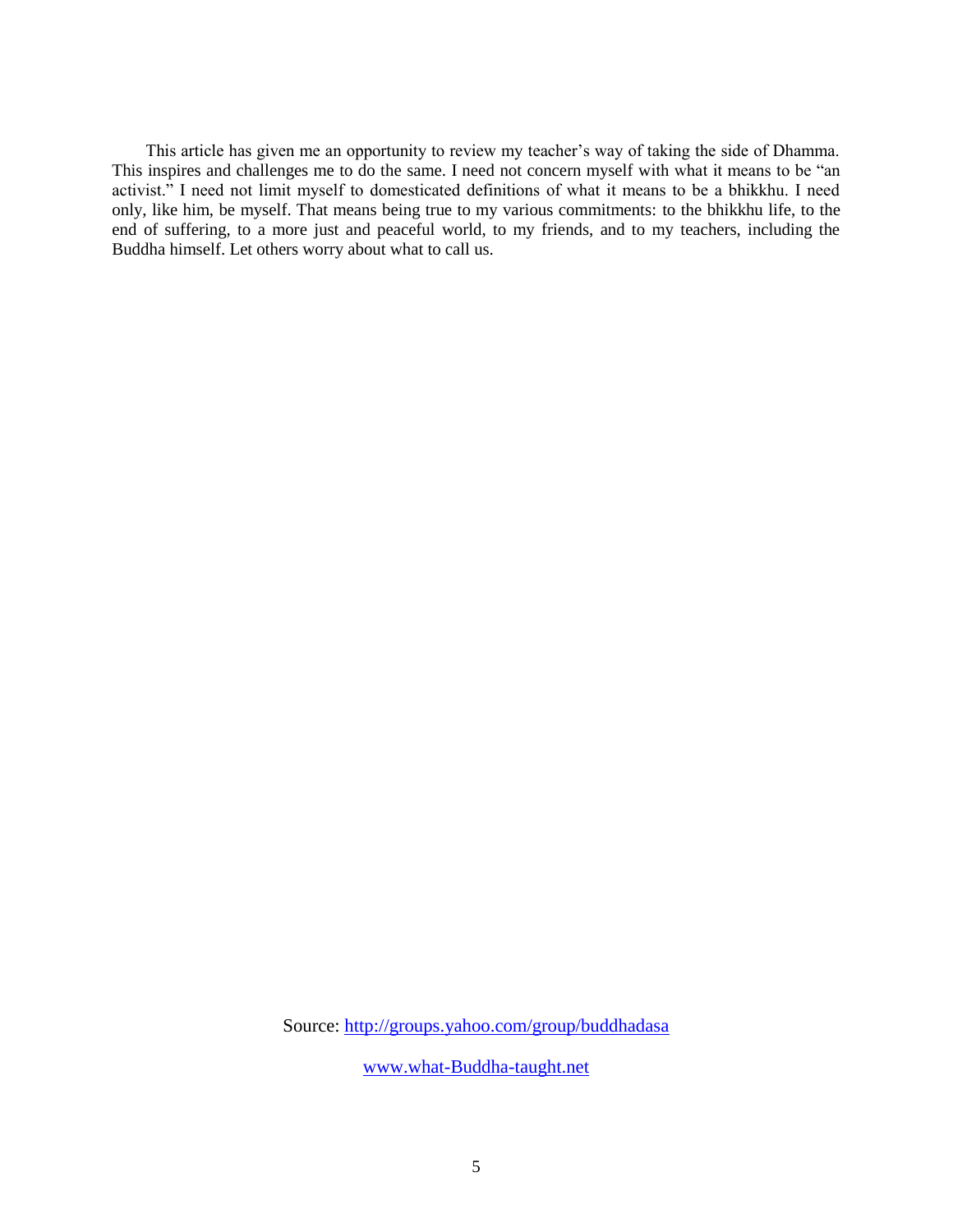This article has given me an opportunity to review my teacher's way of taking the side of Dhamma. This inspires and challenges me to do the same. I need not concern myself with what it means to be "an activist." I need not limit myself to domesticated definitions of what it means to be a bhikkhu. I need only, like him, be myself. That means being true to my various commitments: to the bhikkhu life, to the end of suffering, to a more just and peaceful world, to my friends, and to my teachers, including the Buddha himself. Let others worry about what to call us.

Source: [http://groups.yahoo.com/group/buddhadasa](http://groups.yahoo.com/group/buddhadasa)

[www.what-Buddha-taught.net](http://www.what-Buddha-taught.net)